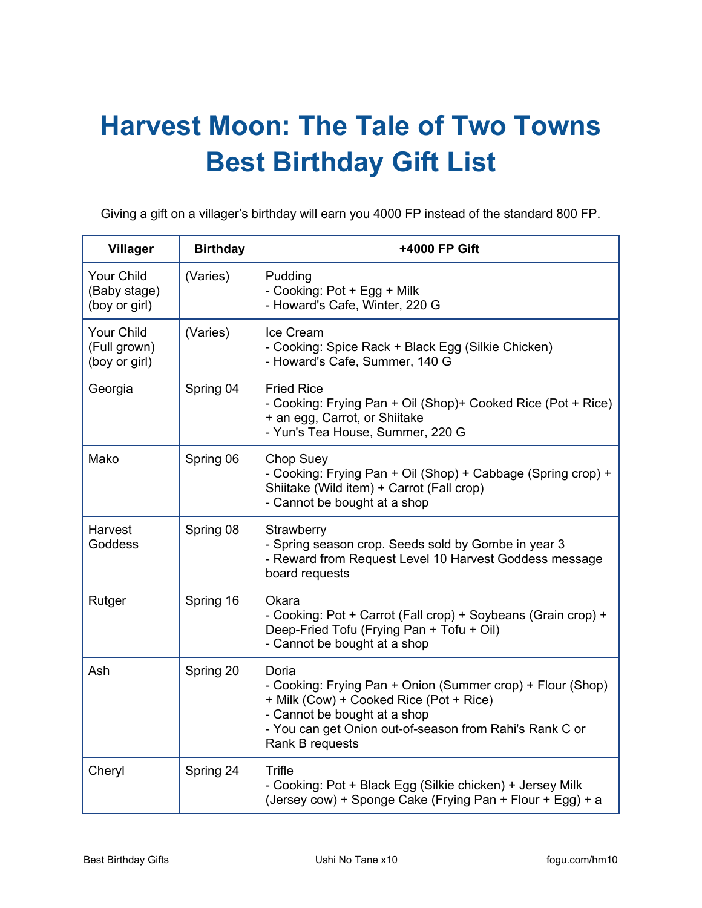# Harvest Moon: The Tale of Two Towns Best Birthday Gift List

Giving a gift on a villager's birthday will earn you 4000 FP instead of the standard 800 FP.

| Villager | Birthday | +4000 FP Gift |
|---|---|---|
| Your Child (Baby stage) (boy or girl) | (Varies) | Pudding<br>- Cooking: Pot + Egg + Milk<br>- Howard's Cafe, Winter, 220 G |
| Your Child (Full grown) (boy or girl) | (Varies) | Ice Cream<br>- Cooking: Spice Rack + Black Egg (Silkie Chicken)<br>- Howard's Cafe, Summer, 140 G |
| Georgia | Spring 04 | Fried Rice<br>- Cooking: Frying Pan + Oil (Shop)+ Cooked Rice (Pot + Rice) + an egg, Carrot, or Shiitake<br>- Yun's Tea House, Summer, 220 G |
| Mako | Spring 06 | Chop Suey<br>- Cooking: Frying Pan + Oil (Shop) + Cabbage (Spring crop) + Shiitake (Wild item) + Carrot (Fall crop)<br>- Cannot be bought at a shop |
| Harvest Goddess | Spring 08 | Strawberry<br>- Spring season crop. Seeds sold by Gombe in year 3<br>- Reward from Request Level 10 Harvest Goddess message board requests |
| Rutger | Spring 16 | Okara<br>- Cooking: Pot + Carrot (Fall crop) + Soybeans (Grain crop) + Deep-Fried Tofu (Frying Pan + Tofu + Oil)<br>- Cannot be bought at a shop |
| Ash | Spring 20 | Doria<br>- Cooking: Frying Pan + Onion (Summer crop) + Flour (Shop) + Milk (Cow) + Cooked Rice (Pot + Rice)<br>- Cannot be bought at a shop<br>- You can get Onion out-of-season from Rahi's Rank C or Rank B requests |
| Cheryl | Spring 24 | Trifle<br>- Cooking: Pot + Black Egg (Silkie chicken) + Jersey Milk (Jersey cow) + Sponge Cake (Frying Pan + Flour + Egg) + a |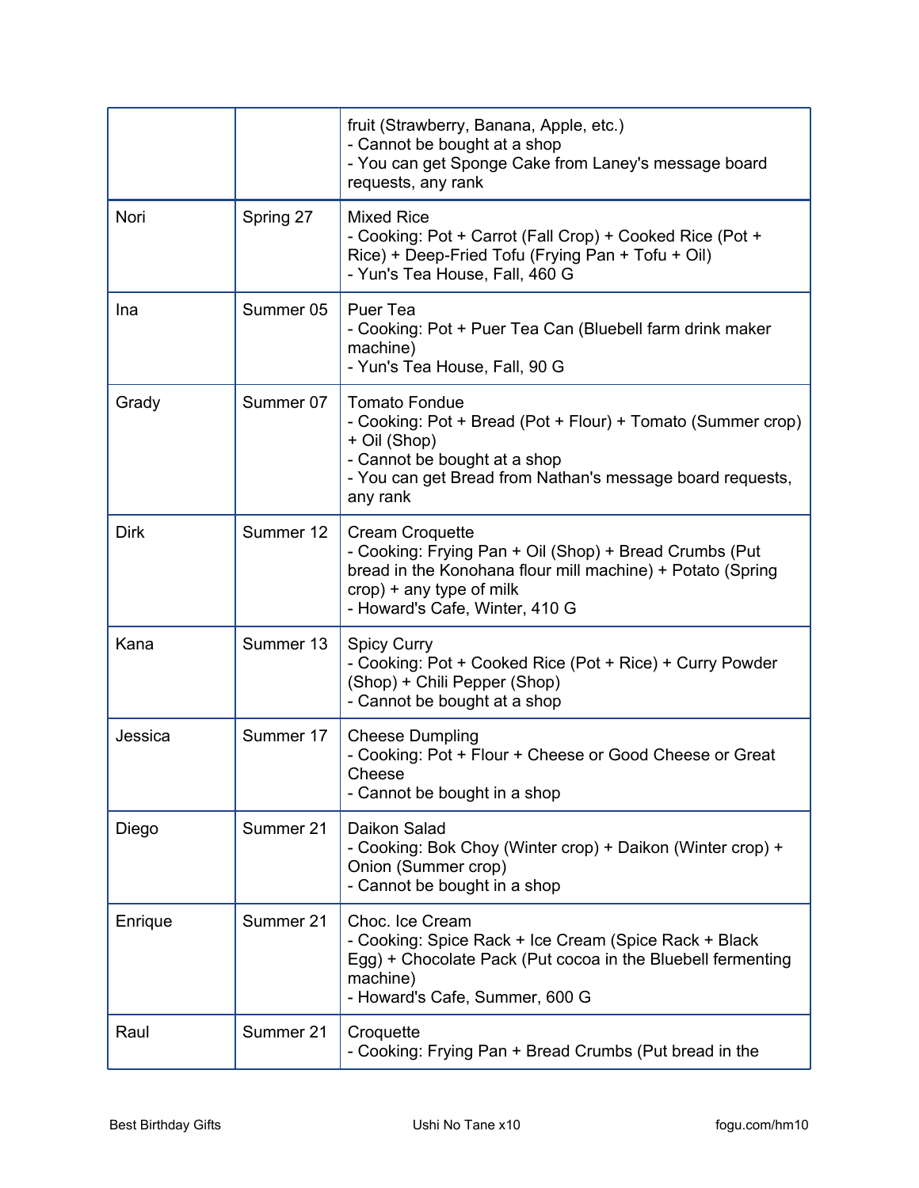| | | |
|---|---|---|
| | | fruit (Strawberry, Banana, Apple, etc.)<br>- Cannot be bought at a shop<br>- You can get Sponge Cake from Laney's message board requests, any rank |
| Nori | Spring 27 | Mixed Rice<br>- Cooking: Pot + Carrot (Fall Crop) + Cooked Rice (Pot + Rice) + Deep-Fried Tofu (Frying Pan + Tofu + Oil)<br>- Yun's Tea House, Fall, 460 G |
| Ina | Summer 05 | Puer Tea<br>- Cooking: Pot + Puer Tea Can (Bluebell farm drink maker machine)<br>- Yun's Tea House, Fall, 90 G |
| Grady | Summer 07 | Tomato Fondue<br>- Cooking: Pot + Bread (Pot + Flour) + Tomato (Summer crop) + Oil (Shop)<br>- Cannot be bought at a shop<br>- You can get Bread from Nathan's message board requests, any rank |
| Dirk | Summer 12 | Cream Croquette<br>- Cooking: Frying Pan + Oil (Shop) + Bread Crumbs (Put bread in the Konohana flour mill machine) + Potato (Spring crop) + any type of milk<br>- Howard's Cafe, Winter, 410 G |
| Kana | Summer 13 | Spicy Curry<br>- Cooking: Pot + Cooked Rice (Pot + Rice) + Curry Powder (Shop) + Chili Pepper (Shop)<br>- Cannot be bought at a shop |
| Jessica | Summer 17 | Cheese Dumpling<br>- Cooking: Pot + Flour + Cheese or Good Cheese or Great Cheese<br>- Cannot be bought in a shop |
| Diego | Summer 21 | Daikon Salad<br>- Cooking: Bok Choy (Winter crop) + Daikon (Winter crop) + Onion (Summer crop)<br>- Cannot be bought in a shop |
| Enrique | Summer 21 | Choc. Ice Cream<br>- Cooking: Spice Rack + Ice Cream (Spice Rack + Black Egg) + Chocolate Pack (Put cocoa in the Bluebell fermenting machine)<br>- Howard's Cafe, Summer, 600 G |
| Raul | Summer 21 | Croquette<br>- Cooking: Frying Pan + Bread Crumbs (Put bread in the |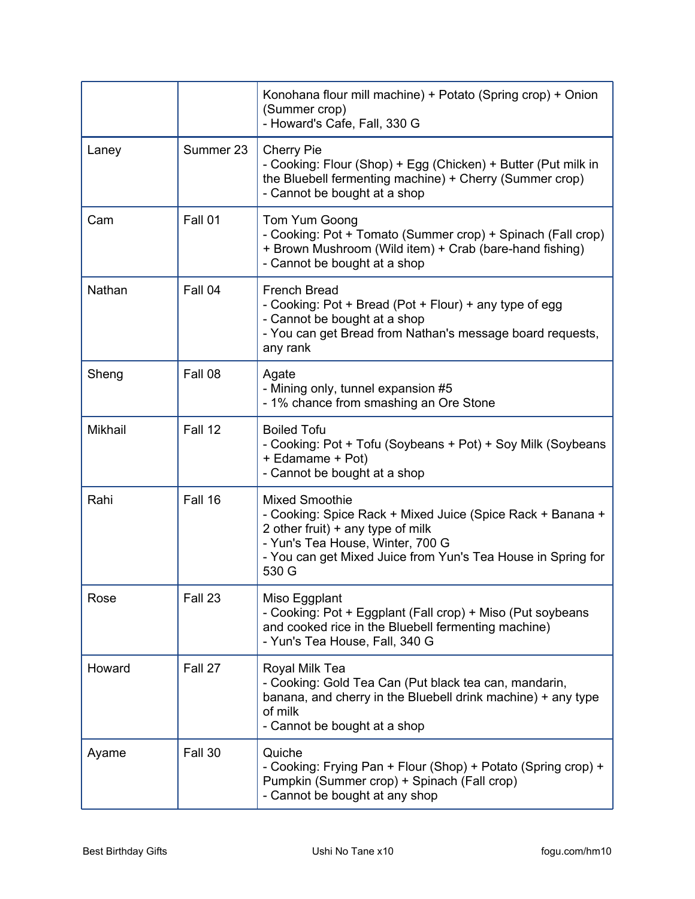| | | |
|---|---|---|
| | | Konohana flour mill machine) + Potato (Spring crop) + Onion (Summer crop)<br>- Howard's Cafe, Fall, 330 G |
| Laney | Summer 23 | Cherry Pie<br>- Cooking: Flour (Shop) + Egg (Chicken) + Butter (Put milk in the Bluebell fermenting machine) + Cherry (Summer crop)<br>- Cannot be bought at a shop |
| Cam | Fall 01 | Tom Yum Goong<br>- Cooking: Pot + Tomato (Summer crop) + Spinach (Fall crop) + Brown Mushroom (Wild item) + Crab (bare-hand fishing)<br>- Cannot be bought at a shop |
| Nathan | Fall 04 | French Bread<br>- Cooking: Pot + Bread (Pot + Flour) + any type of egg<br>- Cannot be bought at a shop<br>- You can get Bread from Nathan's message board requests, any rank |
| Sheng | Fall 08 | Agate<br>- Mining only, tunnel expansion #5<br>- 1% chance from smashing an Ore Stone |
| Mikhail | Fall 12 | Boiled Tofu<br>- Cooking: Pot + Tofu (Soybeans + Pot) + Soy Milk (Soybeans + Edamame + Pot)<br>- Cannot be bought at a shop |
| Rahi | Fall 16 | Mixed Smoothie<br>- Cooking: Spice Rack + Mixed Juice (Spice Rack + Banana + 2 other fruit) + any type of milk<br>- Yun's Tea House, Winter, 700 G<br>- You can get Mixed Juice from Yun's Tea House in Spring for 530 G |
| Rose | Fall 23 | Miso Eggplant<br>- Cooking: Pot + Eggplant (Fall crop) + Miso (Put soybeans and cooked rice in the Bluebell fermenting machine)<br>- Yun's Tea House, Fall, 340 G |
| Howard | Fall 27 | Royal Milk Tea<br>- Cooking: Gold Tea Can (Put black tea can, mandarin, banana, and cherry in the Bluebell drink machine) + any type of milk<br>- Cannot be bought at a shop |
| Ayame | Fall 30 | Quiche<br>- Cooking: Frying Pan + Flour (Shop) + Potato (Spring crop) + Pumpkin (Summer crop) + Spinach (Fall crop)<br>- Cannot be bought at any shop |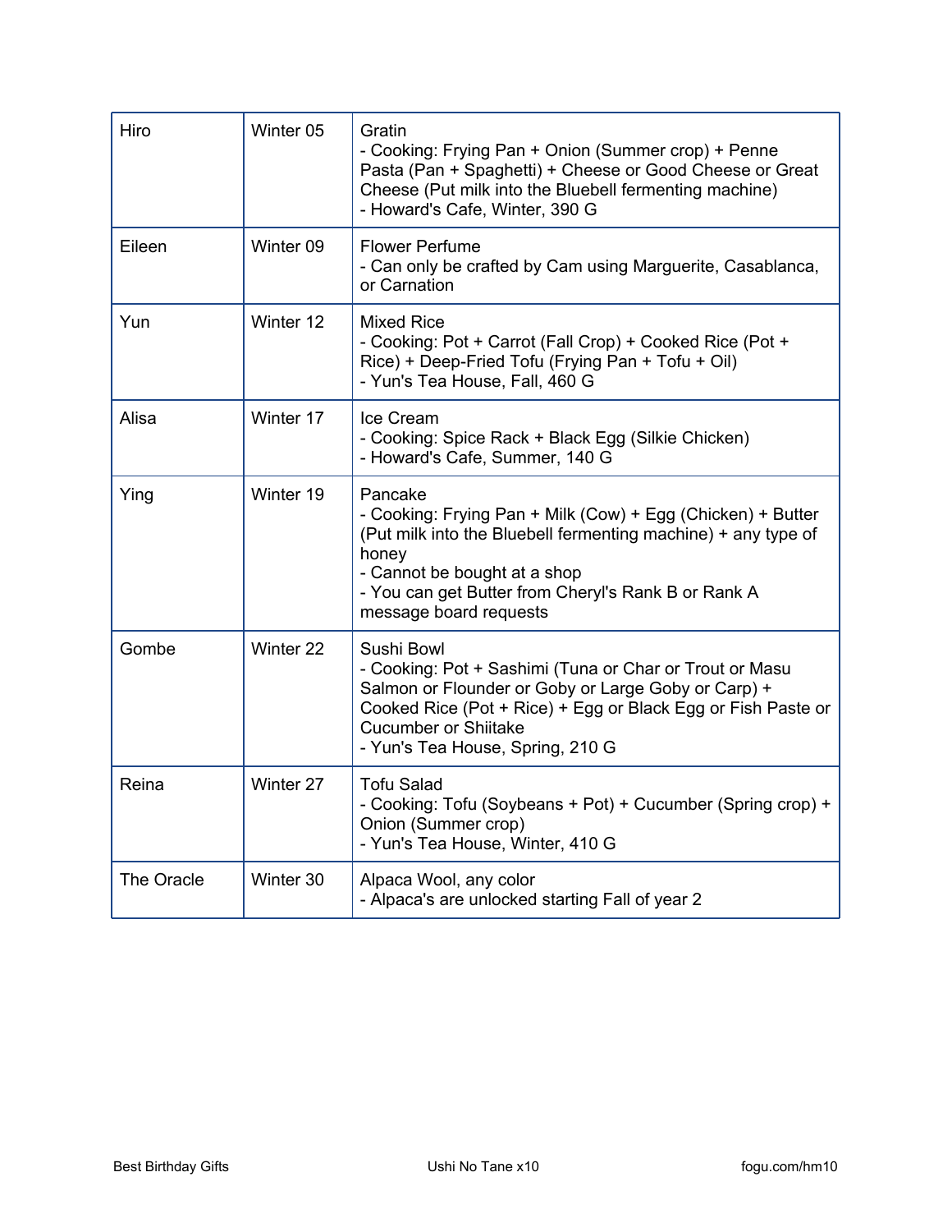| | | |
|---|---|---|
| Hiro | Winter 05 | Gratin<br>- Cooking: Frying Pan + Onion (Summer crop) + Penne Pasta (Pan + Spaghetti) + Cheese or Good Cheese or Great Cheese (Put milk into the Bluebell fermenting machine)<br>- Howard's Cafe, Winter, 390 G |
| Eileen | Winter 09 | Flower Perfume<br>- Can only be crafted by Cam using Marguerite, Casablanca, or Carnation |
| Yun | Winter 12 | Mixed Rice<br>- Cooking: Pot + Carrot (Fall Crop) + Cooked Rice (Pot + Rice) + Deep-Fried Tofu (Frying Pan + Tofu + Oil)<br>- Yun's Tea House, Fall, 460 G |
| Alisa | Winter 17 | Ice Cream<br>- Cooking: Spice Rack + Black Egg (Silkie Chicken)<br>- Howard's Cafe, Summer, 140 G |
| Ying | Winter 19 | Pancake<br>- Cooking: Frying Pan + Milk (Cow) + Egg (Chicken) + Butter (Put milk into the Bluebell fermenting machine) + any type of honey<br>- Cannot be bought at a shop<br>- You can get Butter from Cheryl's Rank B or Rank A message board requests |
| Gombe | Winter 22 | Sushi Bowl<br>- Cooking: Pot + Sashimi (Tuna or Char or Trout or Masu Salmon or Flounder or Goby or Large Goby or Carp) + Cooked Rice (Pot + Rice) + Egg or Black Egg or Fish Paste or Cucumber or Shiitake<br>- Yun's Tea House, Spring, 210 G |
| Reina | Winter 27 | Tofu Salad<br>- Cooking: Tofu (Soybeans + Pot) + Cucumber (Spring crop) + Onion (Summer crop)<br>- Yun's Tea House, Winter, 410 G |
| The Oracle | Winter 30 | Alpaca Wool, any color<br>- Alpaca's are unlocked starting Fall of year 2 |